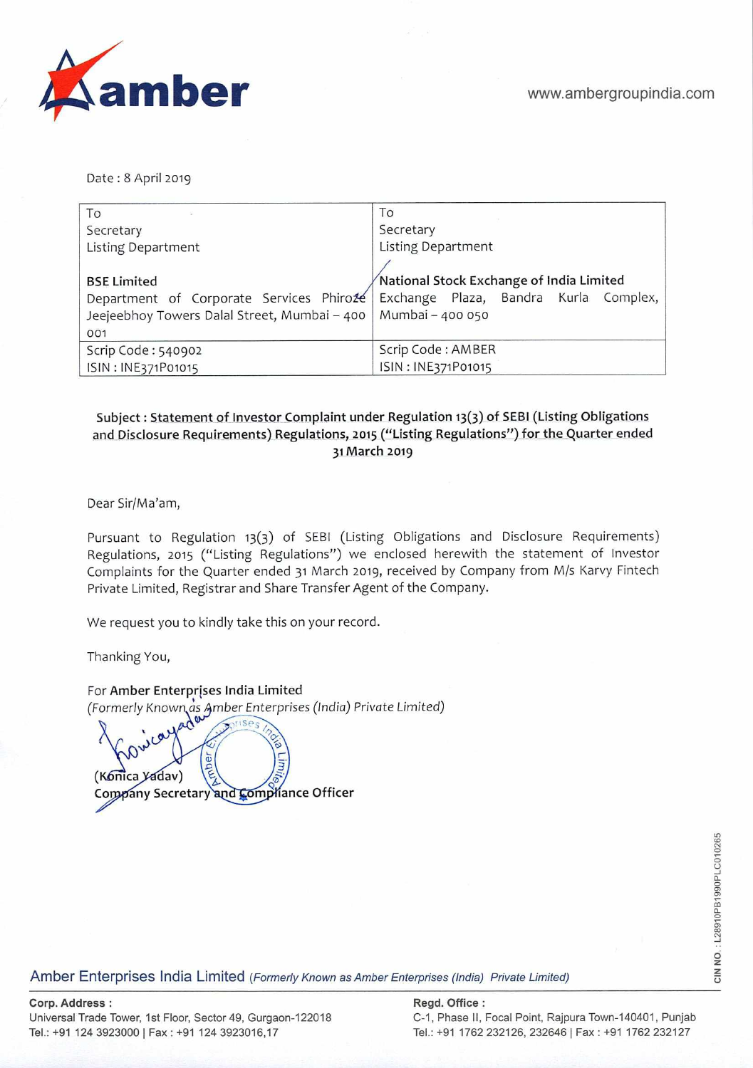amber

www.ambergroupindia.com

Date : 8 April 2019

| To<br>Secretary<br>Listing Department<br><br>**BSE Limited**<br>Department of Corporate Services Phiroze Jeejeebhoy Towers Dalal Street, Mumbai – 400 001 | To<br>Secretary<br>Listing Department<br><br>**National Stock Exchange of India Limited**<br>Exchange Plaza, Bandra Kurla Complex, Mumbai – 400 050 |
|---|---|
| Scrip Code : 540902<br>ISIN : INE371P01015 | Scrip Code : AMBER<br>ISIN : INE371P01015 |

**Subject : Statement of Investor Complaint under Regulation 13(3) of SEBI (Listing Obligations and Disclosure Requirements) Regulations, 2015 ("Listing Regulations") for the Quarter ended 31 March 2019**

Dear Sir/Ma'am,

Pursuant to Regulation 13(3) of SEBI (Listing Obligations and Disclosure Requirements) Regulations, 2015 ("Listing Regulations") we enclosed herewith the statement of Investor Complaints for the Quarter ended 31 March 2019, received by Company from M/s Karvy Fintech Private Limited, Registrar and Share Transfer Agent of the Company.

We request you to kindly take this on your record.

Thanking You,

For **Amber Enterprises India Limited**
*(Formerly Known as Amber Enterprises (India) Private Limited)*

(Konica Yadav)
**Company Secretary and Compliance Officer**

CIN NO. : L28910PB1990PLC010265

Amber Enterprises India Limited *(Formerly Known as Amber Enterprises (India) Private Limited)*

**Corp. Address :**
Universal Trade Tower, 1st Floor, Sector 49, Gurgaon-122018
Tel.: +91 124 3923000 | Fax : +91 124 3923016,17

**Regd. Office :**
C-1, Phase II, Focal Point, Rajpura Town-140401, Punjab
Tel.: +91 1762 232126, 232646 | Fax : +91 1762 232127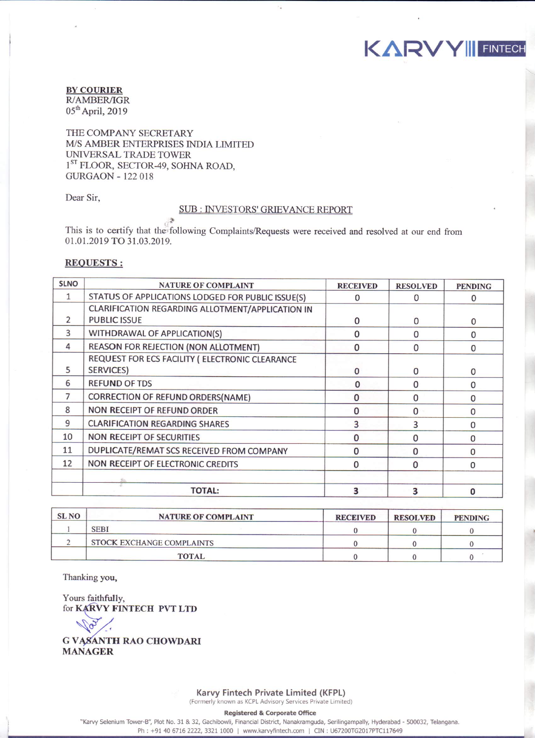KARVY FINTECH

**BY COURIER**
R/AMBER/IGR
05th April, 2019

THE COMPANY SECRETARY
M/S AMBER ENTERPRISES INDIA LIMITED
UNIVERSAL TRADE TOWER
1ST FLOOR, SECTOR-49, SOHNA ROAD,
GURGAON - 122 018

Dear Sir,

SUB : INVESTORS' GRIEVANCE REPORT

This is to certify that the following Complaints/Requests were received and resolved at our end from 01.01.2019 TO 31.03.2019.

**REQUESTS :**

| SLNO | NATURE OF COMPLAINT | RECEIVED | RESOLVED | PENDING |
|---|---|---|---|---|
| 1 | STATUS OF APPLICATIONS LODGED FOR PUBLIC ISSUE(S) | 0 | 0 | 0 |
| 2 | CLARIFICATION REGARDING ALLOTMENT/APPLICATION IN PUBLIC ISSUE | 0 | 0 | 0 |
| 3 | WITHDRAWAL OF APPLICATION(S) | 0 | 0 | 0 |
| 4 | REASON FOR REJECTION (NON ALLOTMENT) | 0 | 0 | 0 |
| 5 | REQUEST FOR ECS FACILITY ( ELECTRONIC CLEARANCE SERVICES) | 0 | 0 | 0 |
| 6 | REFUND OF TDS | 0 | 0 | 0 |
| 7 | CORRECTION OF REFUND ORDERS(NAME) | 0 | 0 | 0 |
| 8 | NON RECEIPT OF REFUND ORDER | 0 | 0 | 0 |
| 9 | CLARIFICATION REGARDING SHARES | 3 | 3 | 0 |
| 10 | NON RECEIPT OF SECURITIES | 0 | 0 | 0 |
| 11 | DUPLICATE/REMAT SCS RECEIVED FROM COMPANY | 0 | 0 | 0 |
| 12 | NON RECEIPT OF ELECTRONIC CREDITS | 0 | 0 | 0 |
| | | | | |
| | TOTAL: | 3 | 3 | 0 |

| SL NO | NATURE OF COMPLAINT | RECEIVED | RESOLVED | PENDING |
|---|---|---|---|---|
| 1 | SEBI | 0 | 0 | 0 |
| 2 | STOCK EXCHANGE COMPLAINTS | 0 | 0 | 0 |
| | TOTAL | 0 | 0 | 0 |

Thanking you,

Yours faithfully,
for **KARVY FINTECH PVT LTD**

**G VASANTH RAO CHOWDARI**
**MANAGER**

Karvy Fintech Private Limited (KFPL)
(Formerly known as KCPL Advisory Services Private Limited)
Registered & Corporate Office
"Karvy Selenium Tower-B", Plot No. 31 & 32, Gachibowli, Financial District, Nanakramguda, Serilingampally, Hyderabad - 500032, Telangana.
Ph : +91 40 6716 2222, 3321 1000 | www.karvyfintech.com | CIN : U67200TG2017PTC117649